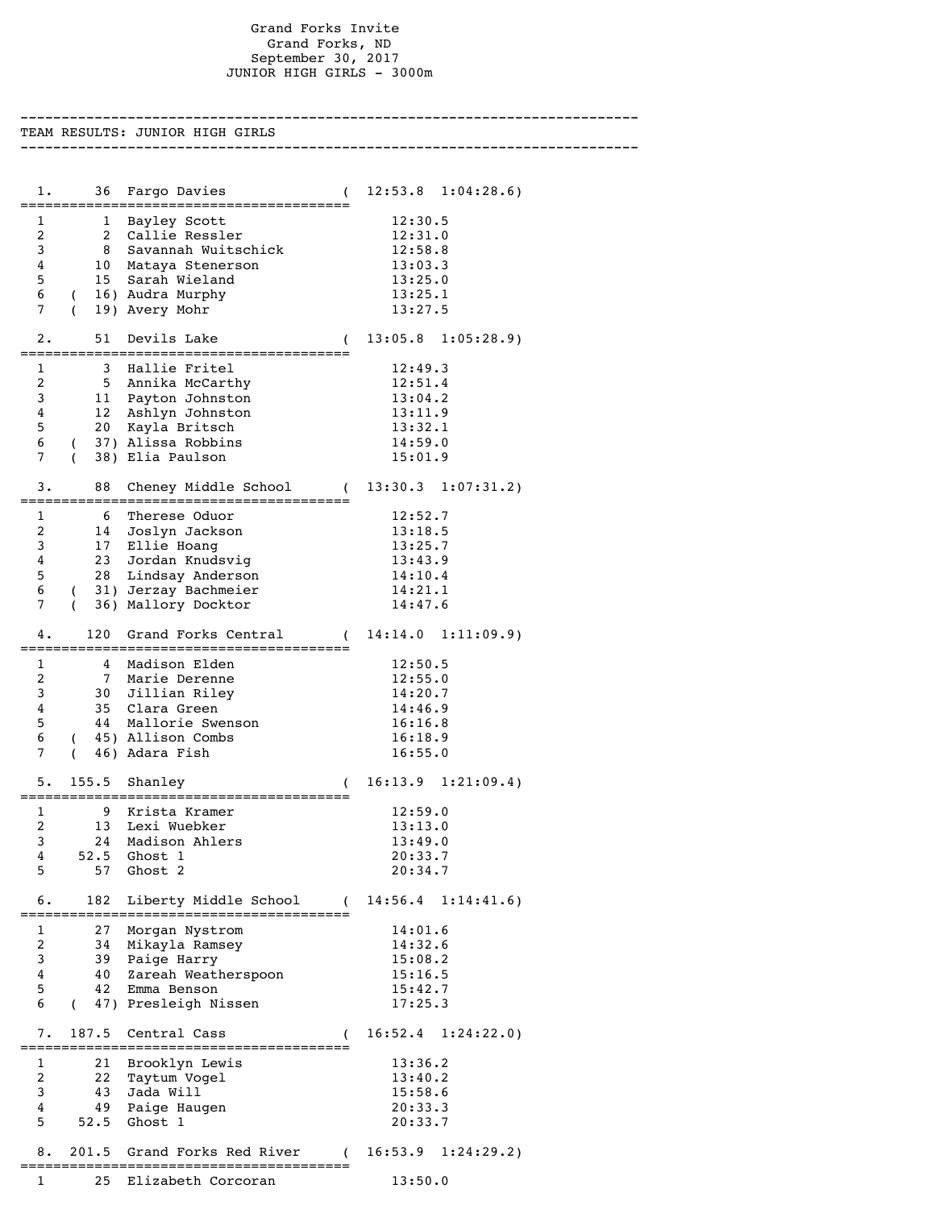# Grand Forks Invite

Grand Forks, ND

September 30, 2017

JUNIOR HIGH GIRLS - 3000m

## TEAM RESULTS: JUNIOR HIGH GIRLS

### 1. 36 Fargo Davies ( 12:53.8 1:04:28.6)

| # | Place | Name | Time |
|---|---|---|---|
| 1 | 1 | Bayley Scott | 12:30.5 |
| 2 | 2 | Callie Ressler | 12:31.0 |
| 3 | 8 | Savannah Wuitschick | 12:58.8 |
| 4 | 10 | Mataya Stenerson | 13:03.3 |
| 5 | 15 | Sarah Wieland | 13:25.0 |
| 6 | ( 16) | Audra Murphy | 13:25.1 |
| 7 | ( 19) | Avery Mohr | 13:27.5 |

### 2. 51 Devils Lake ( 13:05.8 1:05:28.9)

| # | Place | Name | Time |
|---|---|---|---|
| 1 | 3 | Hallie Fritel | 12:49.3 |
| 2 | 5 | Annika McCarthy | 12:51.4 |
| 3 | 11 | Payton Johnston | 13:04.2 |
| 4 | 12 | Ashlyn Johnston | 13:11.9 |
| 5 | 20 | Kayla Britsch | 13:32.1 |
| 6 | ( 37) | Alissa Robbins | 14:59.0 |
| 7 | ( 38) | Elia Paulson | 15:01.9 |

### 3. 88 Cheney Middle School ( 13:30.3 1:07:31.2)

| # | Place | Name | Time |
|---|---|---|---|
| 1 | 6 | Therese Oduor | 12:52.7 |
| 2 | 14 | Joslyn Jackson | 13:18.5 |
| 3 | 17 | Ellie Hoang | 13:25.7 |
| 4 | 23 | Jordan Knudsvig | 13:43.9 |
| 5 | 28 | Lindsay Anderson | 14:10.4 |
| 6 | ( 31) | Jerzay Bachmeier | 14:21.1 |
| 7 | ( 36) | Mallory Docktor | 14:47.6 |

### 4. 120 Grand Forks Central ( 14:14.0 1:11:09.9)

| # | Place | Name | Time |
|---|---|---|---|
| 1 | 4 | Madison Elden | 12:50.5 |
| 2 | 7 | Marie Derenne | 12:55.0 |
| 3 | 30 | Jillian Riley | 14:20.7 |
| 4 | 35 | Clara Green | 14:46.9 |
| 5 | 44 | Mallorie Swenson | 16:16.8 |
| 6 | ( 45) | Allison Combs | 16:18.9 |
| 7 | ( 46) | Adara Fish | 16:55.0 |

### 5. 155.5 Shanley ( 16:13.9 1:21:09.4)

| # | Place | Name | Time |
|---|---|---|---|
| 1 | 9 | Krista Kramer | 12:59.0 |
| 2 | 13 | Lexi Wuebker | 13:13.0 |
| 3 | 24 | Madison Ahlers | 13:49.0 |
| 4 | 52.5 | Ghost 1 | 20:33.7 |
| 5 | 57 | Ghost 2 | 20:34.7 |

### 6. 182 Liberty Middle School ( 14:56.4 1:14:41.6)

| # | Place | Name | Time |
|---|---|---|---|
| 1 | 27 | Morgan Nystrom | 14:01.6 |
| 2 | 34 | Mikayla Ramsey | 14:32.6 |
| 3 | 39 | Paige Harry | 15:08.2 |
| 4 | 40 | Zareah Weatherspoon | 15:16.5 |
| 5 | 42 | Emma Benson | 15:42.7 |
| 6 | ( 47) | Presleigh Nissen | 17:25.3 |

### 7. 187.5 Central Cass ( 16:52.4 1:24:22.0)

| # | Place | Name | Time |
|---|---|---|---|
| 1 | 21 | Brooklyn Lewis | 13:36.2 |
| 2 | 22 | Taytum Vogel | 13:40.2 |
| 3 | 43 | Jada Will | 15:58.6 |
| 4 | 49 | Paige Haugen | 20:33.3 |
| 5 | 52.5 | Ghost 1 | 20:33.7 |

### 8. 201.5 Grand Forks Red River ( 16:53.9 1:24:29.2)

| # | Place | Name | Time |
|---|---|---|---|
| 1 | 25 | Elizabeth Corcoran | 13:50.0 |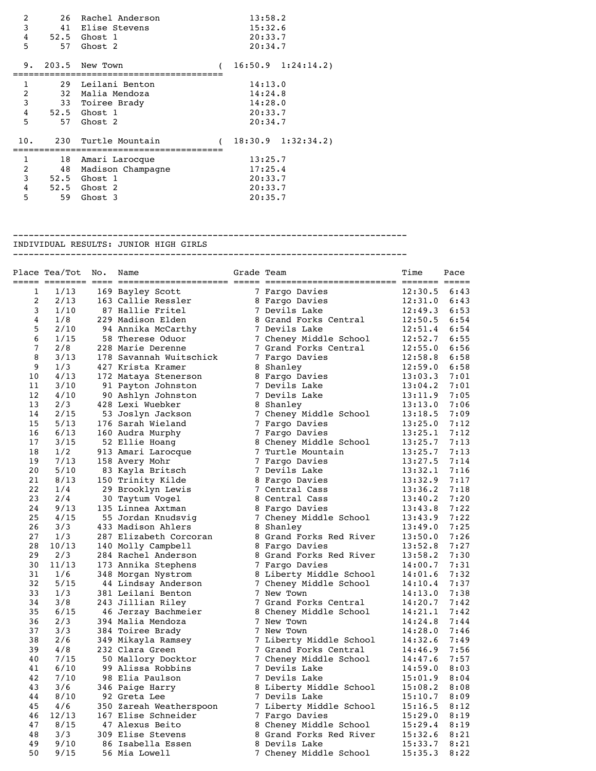| | | | |
|---|---|---|---|
| 2 | 26 | Rachel Anderson | 13:58.2 |
| 3 | 41 | Elise Stevens | 15:32.6 |
| 4 | 52.5 | Ghost 1 | 20:33.7 |
| 5 | 57 | Ghost 2 | 20:34.7 |

9. 203.5 New Town ( 16:50.9 1:24:14.2)

| | | | |
|---|---|---|---|
| 1 | 29 | Leilani Benton | 14:13.0 |
| 2 | 32 | Malia Mendoza | 14:24.8 |
| 3 | 33 | Toiree Brady | 14:28.0 |
| 4 | 52.5 | Ghost 1 | 20:33.7 |
| 5 | 57 | Ghost 2 | 20:34.7 |

10. 230 Turtle Mountain ( 18:30.9 1:32:34.2)

| | | | |
|---|---|---|---|
| 1 | 18 | Amari Larocque | 13:25.7 |
| 2 | 48 | Madison Champagne | 17:25.4 |
| 3 | 52.5 | Ghost 1 | 20:33.7 |
| 4 | 52.5 | Ghost 2 | 20:33.7 |
| 5 | 59 | Ghost 3 | 20:35.7 |

## INDIVIDUAL RESULTS: JUNIOR HIGH GIRLS

| Place | Tea/Tot | No. | Name | Grade | Team | Time | Pace |
|---|---|---|---|---|---|---|---|
| 1 | 1/13 | 169 | Bayley Scott | 7 | Fargo Davies | 12:30.5 | 6:43 |
| 2 | 2/13 | 163 | Callie Ressler | 8 | Fargo Davies | 12:31.0 | 6:43 |
| 3 | 1/10 | 87 | Hallie Fritel | 7 | Devils Lake | 12:49.3 | 6:53 |
| 4 | 1/8 | 229 | Madison Elden | 8 | Grand Forks Central | 12:50.5 | 6:54 |
| 5 | 2/10 | 94 | Annika McCarthy | 7 | Devils Lake | 12:51.4 | 6:54 |
| 6 | 1/15 | 58 | Therese Oduor | 7 | Cheney Middle School | 12:52.7 | 6:55 |
| 7 | 2/8 | 228 | Marie Derenne | 7 | Grand Forks Central | 12:55.0 | 6:56 |
| 8 | 3/13 | 178 | Savannah Wuitschick | 7 | Fargo Davies | 12:58.8 | 6:58 |
| 9 | 1/3 | 427 | Krista Kramer | 8 | Shanley | 12:59.0 | 6:58 |
| 10 | 4/13 | 172 | Mataya Stenerson | 8 | Fargo Davies | 13:03.3 | 7:01 |
| 11 | 3/10 | 91 | Payton Johnston | 7 | Devils Lake | 13:04.2 | 7:01 |
| 12 | 4/10 | 90 | Ashlyn Johnston | 7 | Devils Lake | 13:11.9 | 7:05 |
| 13 | 2/3 | 428 | Lexi Wuebker | 8 | Shanley | 13:13.0 | 7:06 |
| 14 | 2/15 | 53 | Joslyn Jackson | 7 | Cheney Middle School | 13:18.5 | 7:09 |
| 15 | 5/13 | 176 | Sarah Wieland | 7 | Fargo Davies | 13:25.0 | 7:12 |
| 16 | 6/13 | 160 | Audra Murphy | 7 | Fargo Davies | 13:25.1 | 7:12 |
| 17 | 3/15 | 52 | Ellie Hoang | 8 | Cheney Middle School | 13:25.7 | 7:13 |
| 18 | 1/2 | 913 | Amari Larocque | 7 | Turtle Mountain | 13:25.7 | 7:13 |
| 19 | 7/13 | 158 | Avery Mohr | 7 | Fargo Davies | 13:27.5 | 7:14 |
| 20 | 5/10 | 83 | Kayla Britsch | 7 | Devils Lake | 13:32.1 | 7:16 |
| 21 | 8/13 | 150 | Trinity Kilde | 8 | Fargo Davies | 13:32.9 | 7:17 |
| 22 | 1/4 | 29 | Brooklyn Lewis | 7 | Central Cass | 13:36.2 | 7:18 |
| 23 | 2/4 | 30 | Taytum Vogel | 8 | Central Cass | 13:40.2 | 7:20 |
| 24 | 9/13 | 135 | Linnea Axtman | 8 | Fargo Davies | 13:43.8 | 7:22 |
| 25 | 4/15 | 55 | Jordan Knudsvig | 7 | Cheney Middle School | 13:43.9 | 7:22 |
| 26 | 3/3 | 433 | Madison Ahlers | 8 | Shanley | 13:49.0 | 7:25 |
| 27 | 1/3 | 287 | Elizabeth Corcoran | 8 | Grand Forks Red River | 13:50.0 | 7:26 |
| 28 | 10/13 | 140 | Molly Campbell | 8 | Fargo Davies | 13:52.8 | 7:27 |
| 29 | 2/3 | 284 | Rachel Anderson | 8 | Grand Forks Red River | 13:58.2 | 7:30 |
| 30 | 11/13 | 173 | Annika Stephens | 7 | Fargo Davies | 14:00.7 | 7:31 |
| 31 | 1/6 | 348 | Morgan Nystrom | 8 | Liberty Middle School | 14:01.6 | 7:32 |
| 32 | 5/15 | 44 | Lindsay Anderson | 7 | Cheney Middle School | 14:10.4 | 7:37 |
| 33 | 1/3 | 381 | Leilani Benton | 7 | New Town | 14:13.0 | 7:38 |
| 34 | 3/8 | 243 | Jillian Riley | 7 | Grand Forks Central | 14:20.7 | 7:42 |
| 35 | 6/15 | 46 | Jerzay Bachmeier | 8 | Cheney Middle School | 14:21.1 | 7:42 |
| 36 | 2/3 | 394 | Malia Mendoza | 7 | New Town | 14:24.8 | 7:44 |
| 37 | 3/3 | 384 | Toiree Brady | 7 | New Town | 14:28.0 | 7:46 |
| 38 | 2/6 | 349 | Mikayla Ramsey | 7 | Liberty Middle School | 14:32.6 | 7:49 |
| 39 | 4/8 | 232 | Clara Green | 7 | Grand Forks Central | 14:46.9 | 7:56 |
| 40 | 7/15 | 50 | Mallory Docktor | 7 | Cheney Middle School | 14:47.6 | 7:57 |
| 41 | 6/10 | 99 | Alissa Robbins | 7 | Devils Lake | 14:59.0 | 8:03 |
| 42 | 7/10 | 98 | Elia Paulson | 7 | Devils Lake | 15:01.9 | 8:04 |
| 43 | 3/6 | 346 | Paige Harry | 8 | Liberty Middle School | 15:08.2 | 8:08 |
| 44 | 8/10 | 92 | Greta Lee | 7 | Devils Lake | 15:10.7 | 8:09 |
| 45 | 4/6 | 350 | Zareah Weatherspoon | 7 | Liberty Middle School | 15:16.5 | 8:12 |
| 46 | 12/13 | 167 | Elise Schneider | 7 | Fargo Davies | 15:29.0 | 8:19 |
| 47 | 8/15 | 47 | Alexus Beito | 8 | Cheney Middle School | 15:29.4 | 8:19 |
| 48 | 3/3 | 309 | Elise Stevens | 8 | Grand Forks Red River | 15:32.6 | 8:21 |
| 49 | 9/10 | 86 | Isabella Essen | 8 | Devils Lake | 15:33.7 | 8:21 |
| 50 | 9/15 | 56 | Mia Lowell | 7 | Cheney Middle School | 15:35.3 | 8:22 |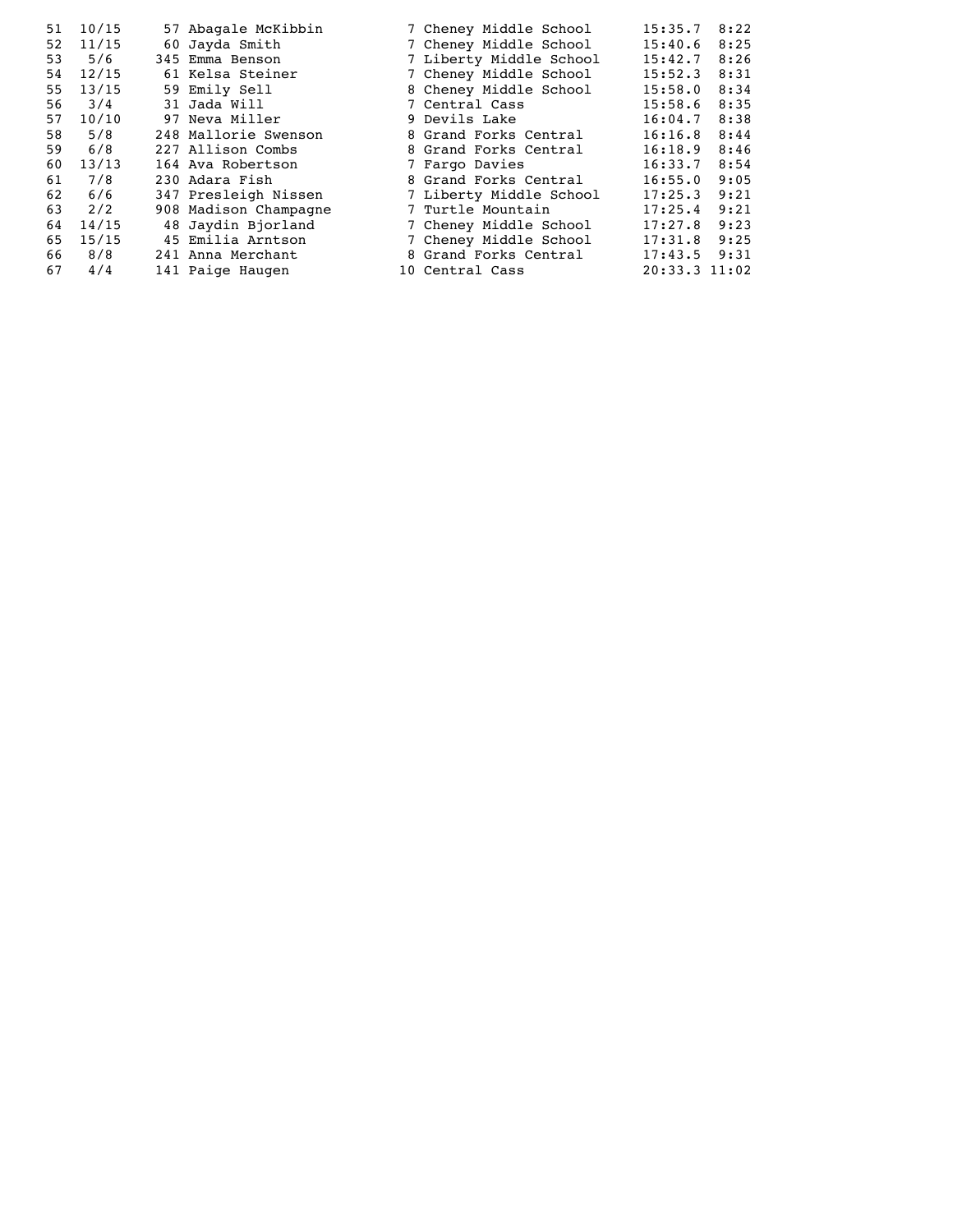| | | | | | | | |
|---|---|---|---|---|---|---|---|
| 51 | 10/15 | 57 | Abagale McKibbin | 7 | Cheney Middle School | 15:35.7 | 8:22 |
| 52 | 11/15 | 60 | Jayda Smith | 7 | Cheney Middle School | 15:40.6 | 8:25 |
| 53 | 5/6 | 345 | Emma Benson | 7 | Liberty Middle School | 15:42.7 | 8:26 |
| 54 | 12/15 | 61 | Kelsa Steiner | 7 | Cheney Middle School | 15:52.3 | 8:31 |
| 55 | 13/15 | 59 | Emily Sell | 8 | Cheney Middle School | 15:58.0 | 8:34 |
| 56 | 3/4 | 31 | Jada Will | 7 | Central Cass | 15:58.6 | 8:35 |
| 57 | 10/10 | 97 | Neva Miller | 9 | Devils Lake | 16:04.7 | 8:38 |
| 58 | 5/8 | 248 | Mallorie Swenson | 8 | Grand Forks Central | 16:16.8 | 8:44 |
| 59 | 6/8 | 227 | Allison Combs | 8 | Grand Forks Central | 16:18.9 | 8:46 |
| 60 | 13/13 | 164 | Ava Robertson | 7 | Fargo Davies | 16:33.7 | 8:54 |
| 61 | 7/8 | 230 | Adara Fish | 8 | Grand Forks Central | 16:55.0 | 9:05 |
| 62 | 6/6 | 347 | Presleigh Nissen | 7 | Liberty Middle School | 17:25.3 | 9:21 |
| 63 | 2/2 | 908 | Madison Champagne | 7 | Turtle Mountain | 17:25.4 | 9:21 |
| 64 | 14/15 | 48 | Jaydin Bjorland | 7 | Cheney Middle School | 17:27.8 | 9:23 |
| 65 | 15/15 | 45 | Emilia Arntson | 7 | Cheney Middle School | 17:31.8 | 9:25 |
| 66 | 8/8 | 241 | Anna Merchant | 8 | Grand Forks Central | 17:43.5 | 9:31 |
| 67 | 4/4 | 141 | Paige Haugen | 10 | Central Cass | 20:33.3 | 11:02 |